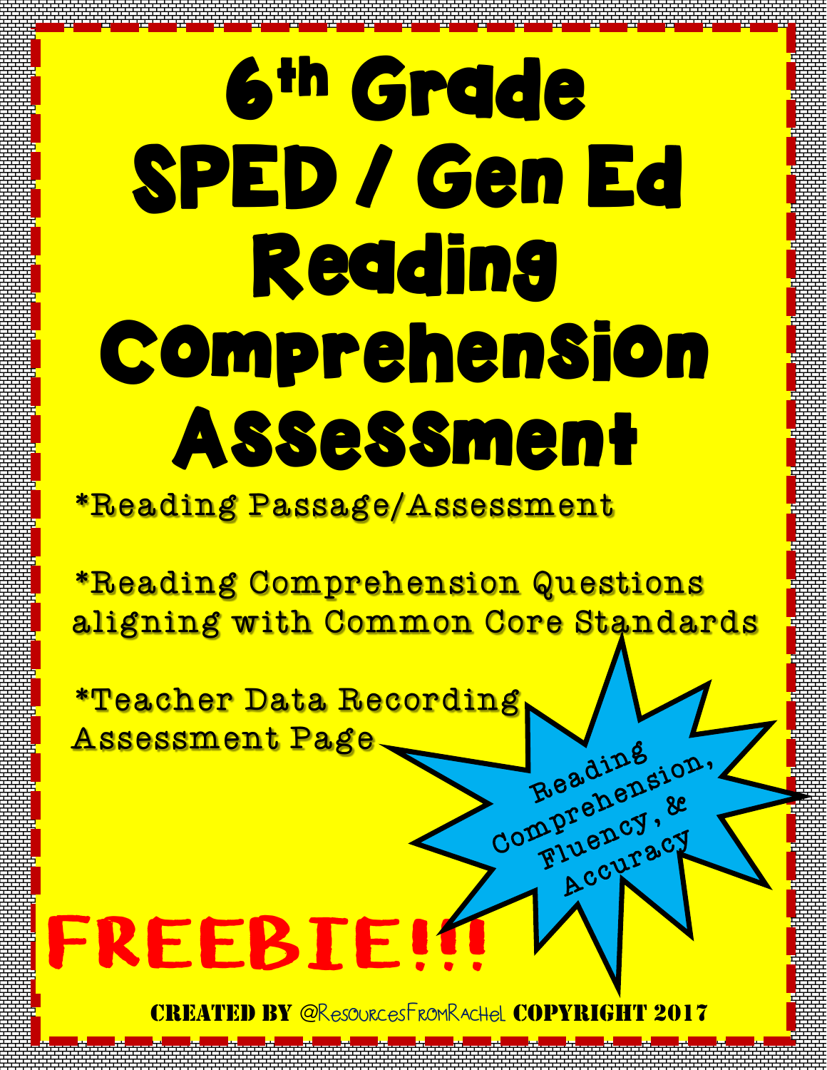# 6th Grade SPED / Gen Ed Reading Comprehension Assessment

*Reading Passage/Assessment

*Reading Comprehension Questions aligning with Common Core Standards

*Teacher Data Recording Assessment Page

Reading Comprehension, Fluency, & Accuracy

FREEBIE!!!

CREATED BY @ResourcesFromRachel COPYRIGHT 2017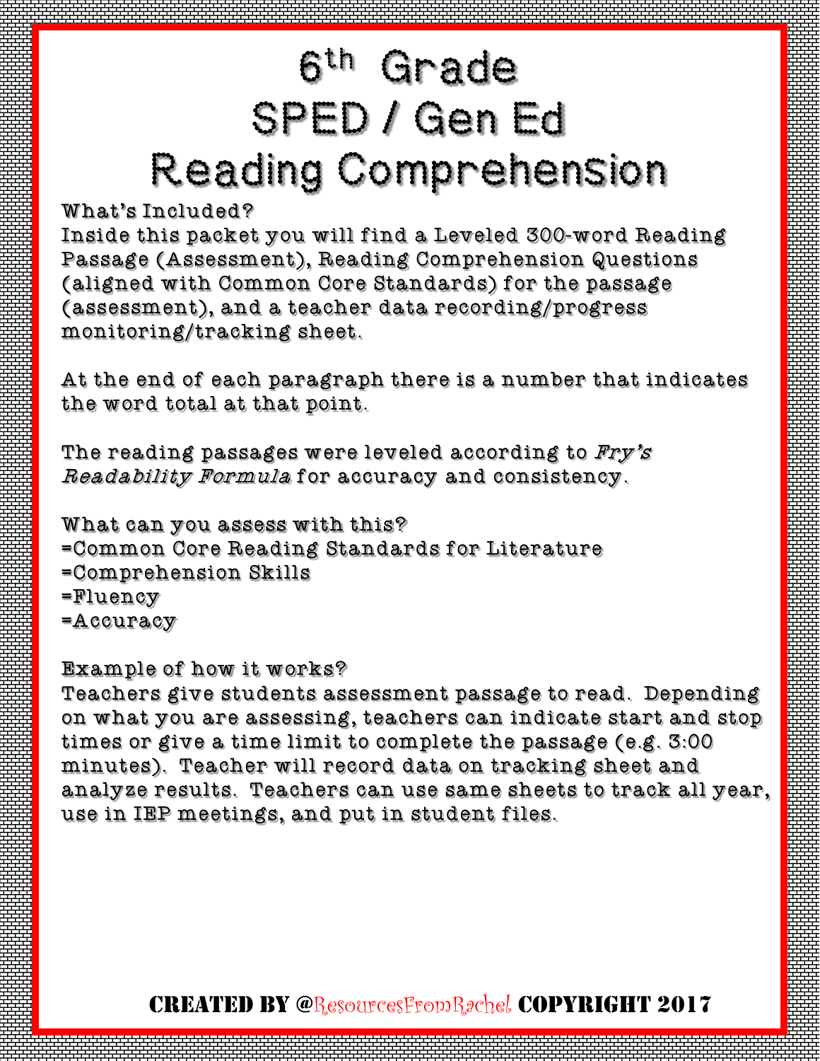# 6th Grade SPED / Gen Ed Reading Comprehension

What's Included?
Inside this packet you will find a Leveled 300-word Reading Passage (Assessment), Reading Comprehension Questions (aligned with Common Core Standards) for the passage (assessment), and a teacher data recording/progress monitoring/tracking sheet.

At the end of each paragraph there is a number that indicates the word total at that point.

The reading passages were leveled according to *Fry's Readability Formula* for accuracy and consistency.

What can you assess with this?
=Common Core Reading Standards for Literature
=Comprehension Skills
=Fluency
=Accuracy

Example of how it works?
Teachers give students assessment passage to read. Depending on what you are assessing, teachers can indicate start and stop times or give a time limit to complete the passage (e.g. 3:00 minutes). Teacher will record data on tracking sheet and analyze results. Teachers can use same sheets to track all year, use in IEP meetings, and put in student files.

**CREATED BY @ResourcesFromRachel COPYRIGHT 2017**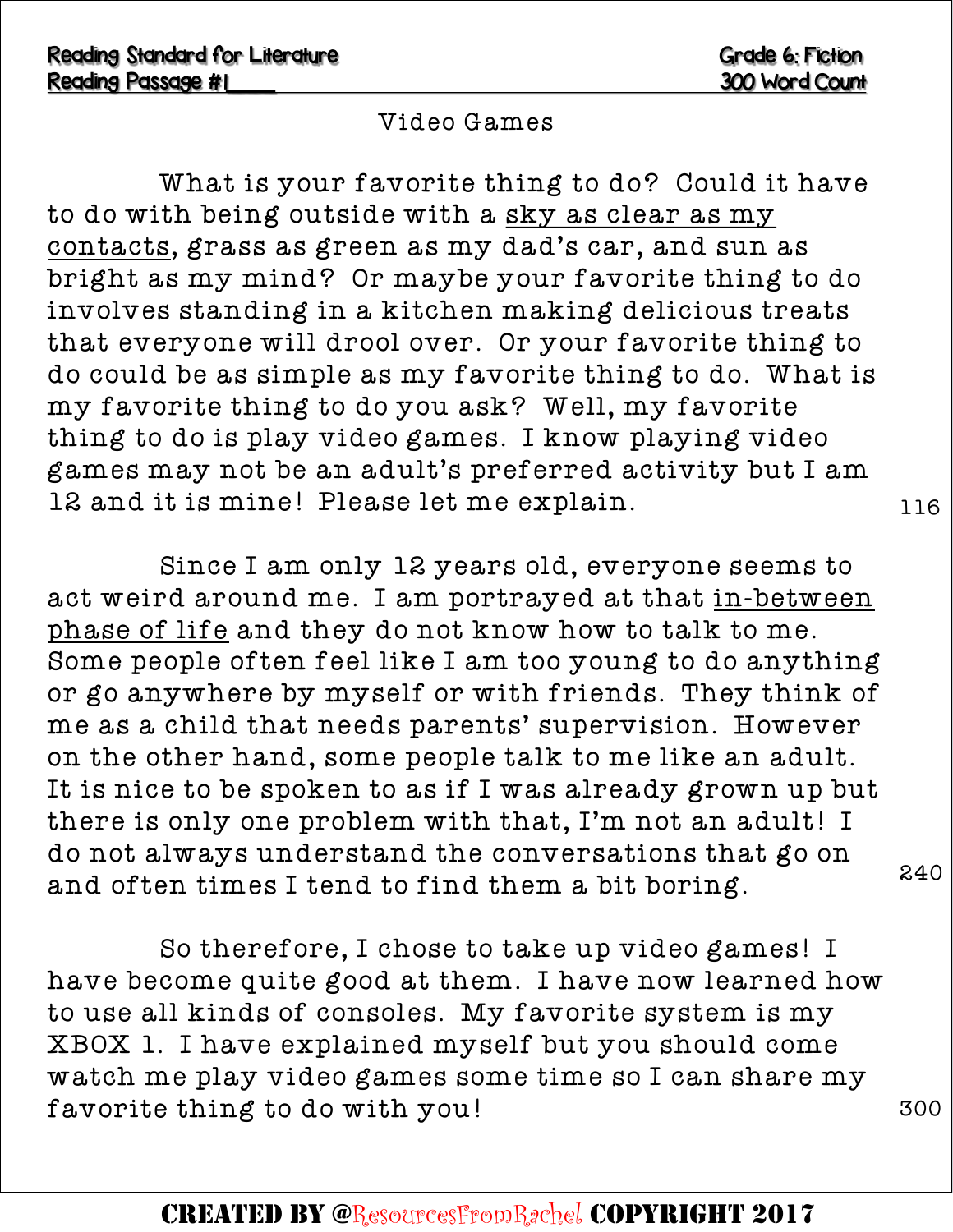Reading Standard for Literature | Grade 6: Fiction
Reading Passage #1___ | 300 Word Count

# Video Games

What is your favorite thing to do? Could it have to do with being outside with a <u>sky as clear as my contacts</u>, grass as green as my dad's car, and sun as bright as my mind? Or maybe your favorite thing to do involves standing in a kitchen making delicious treats that everyone will drool over. Or your favorite thing to do could be as simple as my favorite thing to do. What is my favorite thing to do you ask? Well, my favorite thing to do is play video games. I know playing video games may not be an adult's preferred activity but I am 12 and it is mine! Please let me explain. 116

Since I am only 12 years old, everyone seems to act weird around me. I am portrayed at that <u>in-between phase of life</u> and they do not know how to talk to me. Some people often feel like I am too young to do anything or go anywhere by myself or with friends. They think of me as a child that needs parents' supervision. However on the other hand, some people talk to me like an adult. It is nice to be spoken to as if I was already grown up but there is only one problem with that, I'm not an adult! I do not always understand the conversations that go on and often times I tend to find them a bit boring. 240

So therefore, I chose to take up video games! I have become quite good at them. I have now learned how to use all kinds of consoles. My favorite system is my XBOX 1. I have explained myself but you should come watch me play video games some time so I can share my favorite thing to do with you! 300

**CREATED BY @ResourcesFromRachel COPYRIGHT 2017**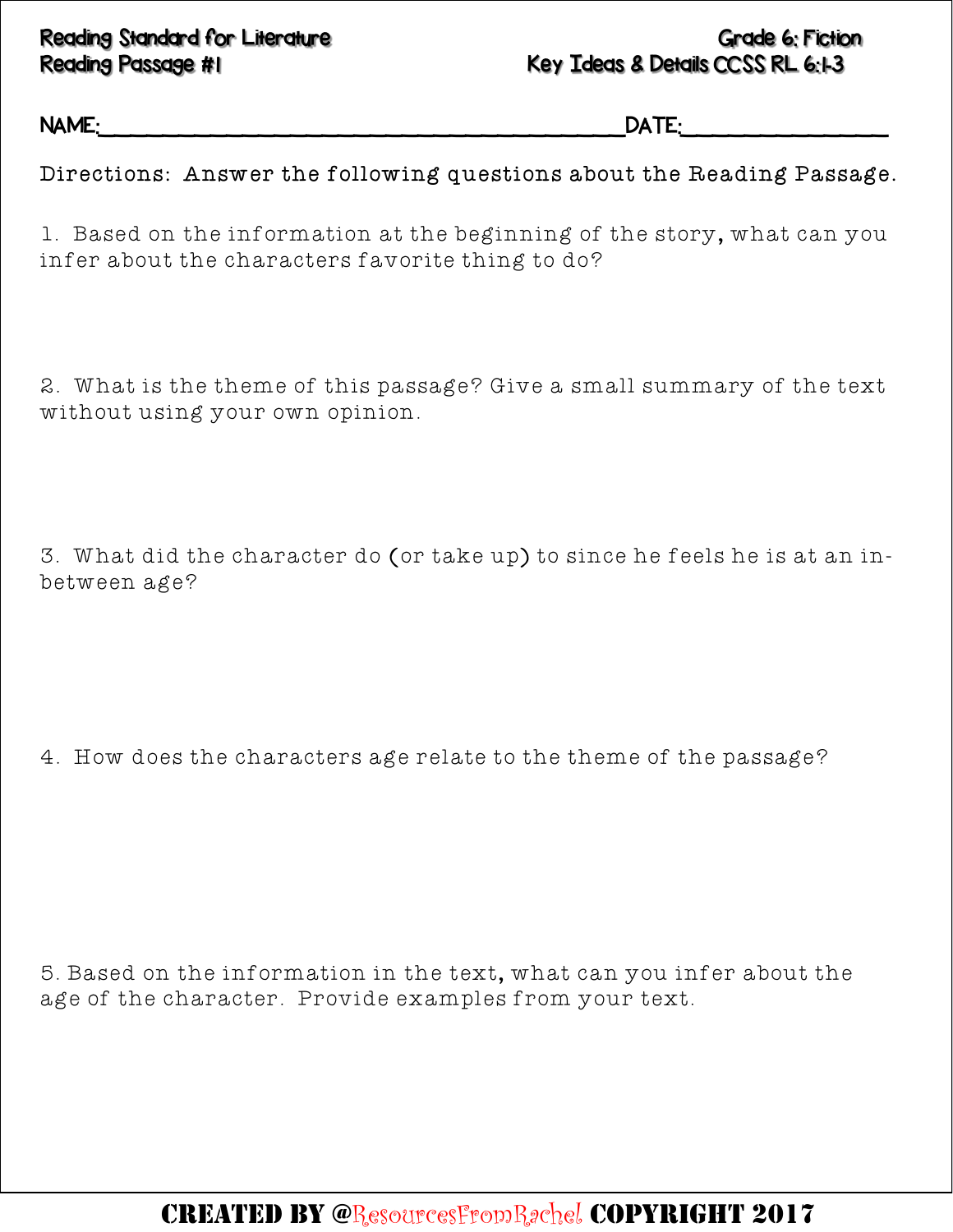Reading Standard for Literature
Reading Passage #1

Grade 6: Fiction
Key Ideas & Details CCSS RL 6:1-3

NAME:________________________________________DATE:_______________

Directions: Answer the following questions about the Reading Passage.

1. Based on the information at the beginning of the story, what can you infer about the characters favorite thing to do?

2. What is the theme of this passage? Give a small summary of the text without using your own opinion.

3. What did the character do (or take up) to since he feels he is at an in-between age?

4. How does the characters age relate to the theme of the passage?

5. Based on the information in the text, what can you infer about the age of the character. Provide examples from your text.

CREATED BY @ResourcesFromRachel COPYRIGHT 2017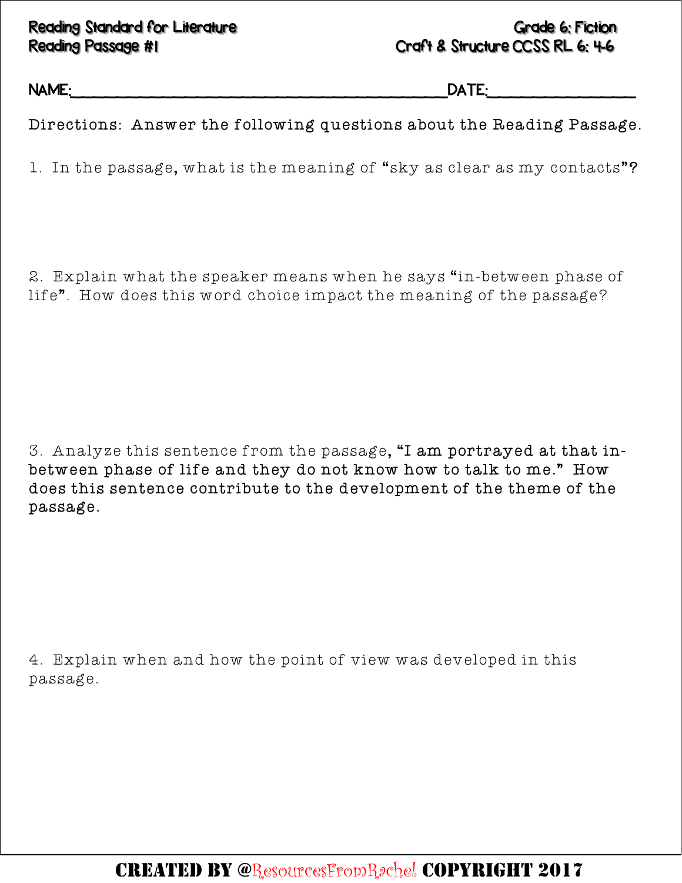Reading Standard for Literature
Reading Passage #1

Grade 6: Fiction
Craft & Structure CCSS RL 6: 4-6

NAME:_________________________________________DATE:_______________

Directions: Answer the following questions about the Reading Passage.

1. In the passage, what is the meaning of "sky as clear as my contacts"?

2. Explain what the speaker means when he says "in-between phase of life". How does this word choice impact the meaning of the passage?

3. Analyze this sentence from the passage, **"I am portrayed at that in-between phase of life and they do not know how to talk to me."** How does this sentence contribute to the development of the theme of the passage.

4. Explain when and how the point of view was developed in this passage.

CREATED BY @ResourcesFromRachel COPYRIGHT 2017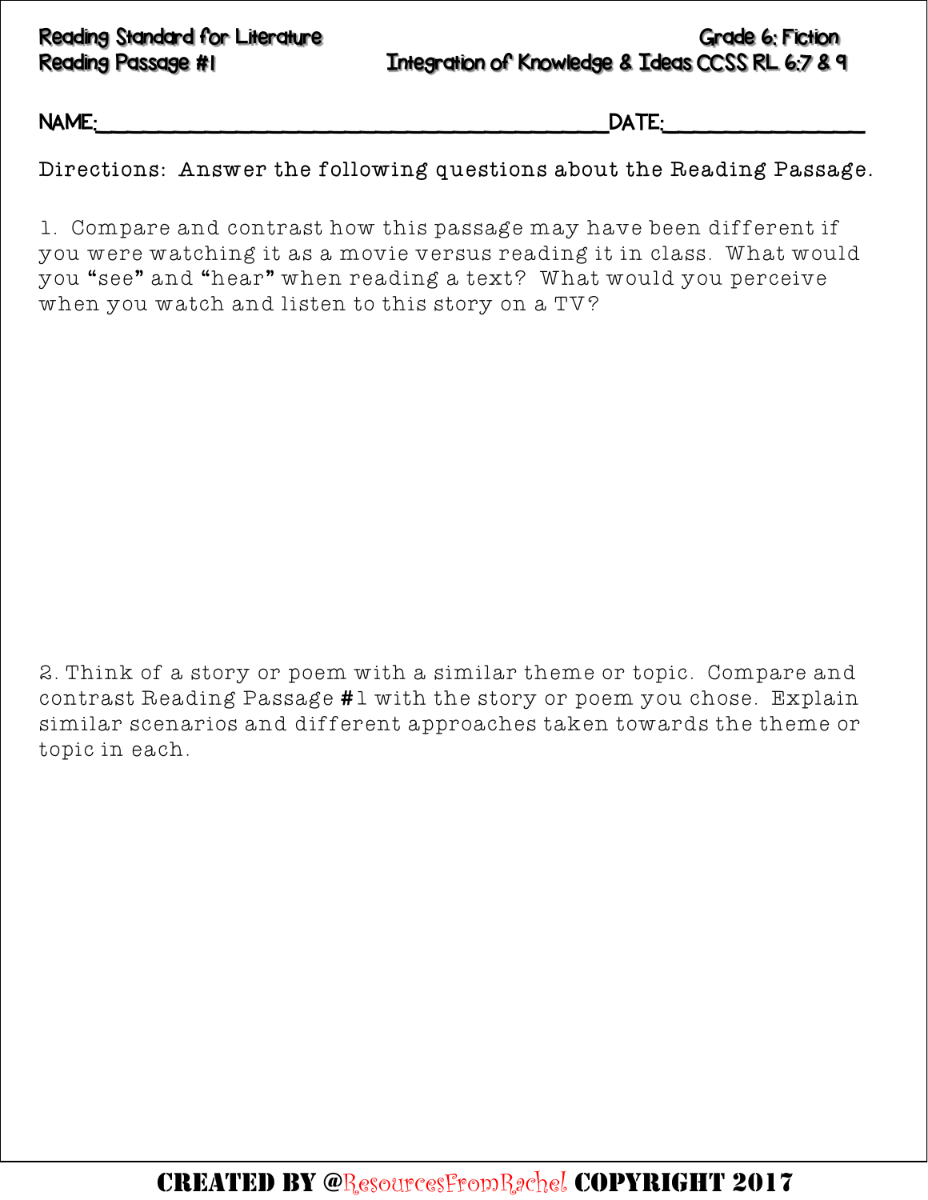Reading Standard for Literature | Grade 6: Fiction
Reading Passage #1 | Integration of Knowledge & Ideas CCSS RL 6:7 & 9

NAME:_______________________________________DATE:_______________

Directions: Answer the following questions about the Reading Passage.

1. Compare and contrast how this passage may have been different if you were watching it as a movie versus reading it in class. What would you "see" and "hear" when reading a text? What would you perceive when you watch and listen to this story on a TV?

2. Think of a story or poem with a similar theme or topic. Compare and contrast Reading Passage #1 with the story or poem you chose. Explain similar scenarios and different approaches taken towards the theme or topic in each.

CREATED BY @ResourcesFromRachel COPYRIGHT 2017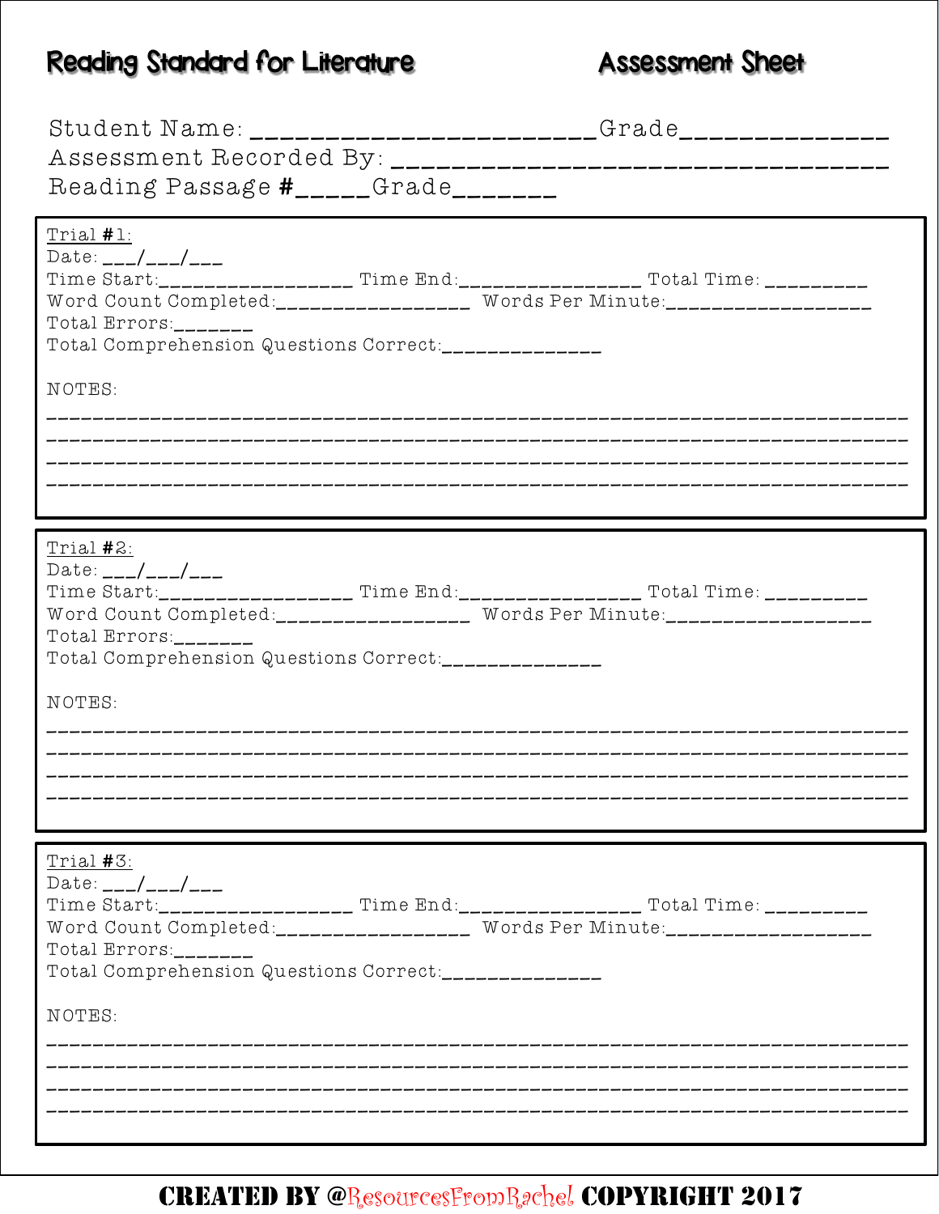# Reading Standard for Literature — Assessment Sheet

Student Name: _______________________ Grade______________

Assessment Recorded By: ___________________________________

Reading Passage #_____ Grade_______

---

**Trial #1:**

Date: ___/___/___

Time Start:_________________ Time End:________________ Total Time: _________

Word Count Completed:_________________ Words Per Minute:_________________

Total Errors:_______

Total Comprehension Questions Correct:______________

NOTES:

___________________________________________________________________________

___________________________________________________________________________

___________________________________________________________________________

___________________________________________________________________________

---

**Trial #2:**

Date: ___/___/___

Time Start:_________________ Time End:________________ Total Time: _________

Word Count Completed:_________________ Words Per Minute:_________________

Total Errors:_______

Total Comprehension Questions Correct:______________

NOTES:

___________________________________________________________________________

___________________________________________________________________________

___________________________________________________________________________

___________________________________________________________________________

---

**Trial #3:**

Date: ___/___/___

Time Start:_________________ Time End:________________ Total Time: _________

Word Count Completed:_________________ Words Per Minute:_________________

Total Errors:_______

Total Comprehension Questions Correct:______________

NOTES:

___________________________________________________________________________

___________________________________________________________________________

___________________________________________________________________________

___________________________________________________________________________

---

**CREATED BY @ResourcesFromRachel COPYRIGHT 2017**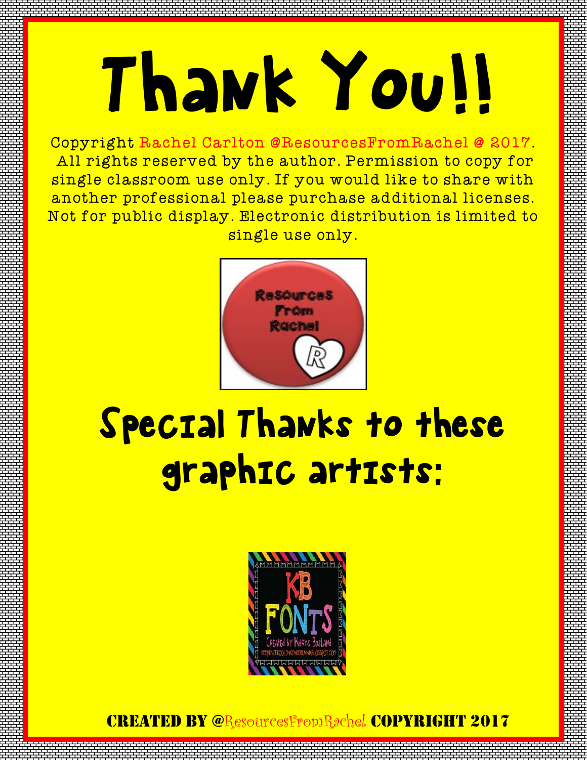# Thank You!!

Copyright Rachel Carlton @ResourcesFromRachel @ 2017. All rights reserved by the author. Permission to copy for single classroom use only. If you would like to share with another professional please purchase additional licenses. Not for public display. Electronic distribution is limited to single use only.

Resources From Rachel

## Special Thanks to these graphic artists:

KB FONTS
Created by Khrys Bosland
KEEPINITKOOLINKINDERLAND.BLOGSPOT.COM

**CREATED BY @ResourcesFromRachel COPYRIGHT 2017**